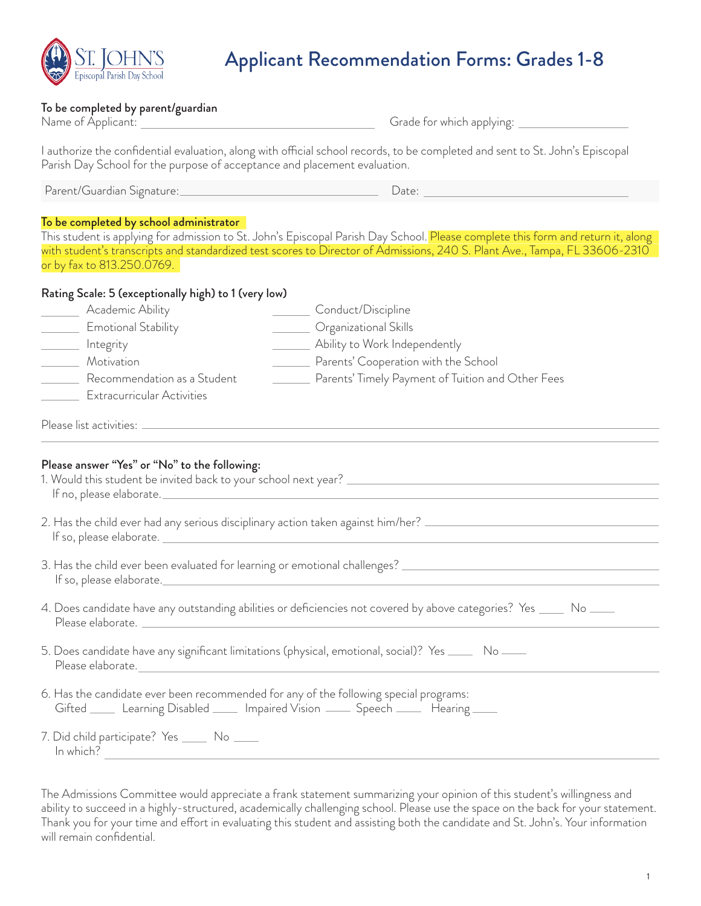# Applicant Recommendation Forms: Grades 1-8

St. John's Episcopal Parish Day School

**To be completed by parent/guardian**

Name of Applicant: ______________________________ Grade for which applying: ______________

I authorize the confidential evaluation, along with official school records, to be completed and sent to St. John's Episcopal Parish Day School for the purpose of acceptance and placement evaluation.

Parent/Guardian Signature: ______________________________ Date: ______________________________

**To be completed by school administrator**

This student is applying for admission to St. John's Episcopal Parish Day School. Please complete this form and return it, along with student's transcripts and standardized test scores to Director of Admissions, 240 S. Plant Ave., Tampa, FL 33606-2310 or by fax to 813.250.0769.

**Rating Scale: 5 (exceptionally high) to 1 (very low)**

_____ Academic Ability
_____ Emotional Stability
_____ Integrity
_____ Motivation
_____ Recommendation as a Student
_____ Extracurricular Activities
_____ Conduct/Discipline
_____ Organizational Skills
_____ Ability to Work Independently
_____ Parents' Cooperation with the School
_____ Parents' Timely Payment of Tuition and Other Fees

Please list activities: ______________________________________________________________

**Please answer "Yes" or "No" to the following:**

1. Would this student be invited back to your school next year? ______________________________
   If no, please elaborate. ______________________________

2. Has the child ever had any serious disciplinary action taken against him/her? ______________________________
   If so, please elaborate. ______________________________

3. Has the child ever been evaluated for learning or emotional challenges? ______________________________
   If so, please elaborate. ______________________________

4. Does candidate have any outstanding abilities or deficiencies not covered by above categories? Yes ____ No ____
   Please elaborate. ______________________________

5. Does candidate have any significant limitations (physical, emotional, social)? Yes ____ No ____
   Please elaborate. ______________________________

6. Has the candidate ever been recommended for any of the following special programs:
   Gifted ____ Learning Disabled ____ Impaired Vision ____ Speech ____ Hearing ____

7. Did child participate? Yes ____ No ____
   In which? ______________________________

The Admissions Committee would appreciate a frank statement summarizing your opinion of this student's willingness and ability to succeed in a highly-structured, academically challenging school. Please use the space on the back for your statement. Thank you for your time and effort in evaluating this student and assisting both the candidate and St. John's. Your information will remain confidential.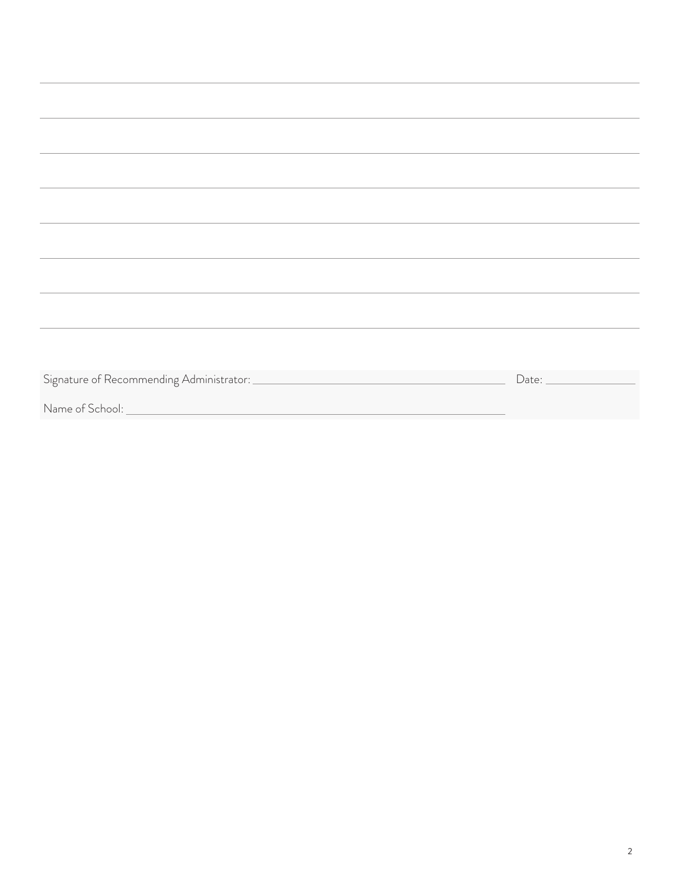Signature of Recommending Administrator: ______________________________ Date: ______________

Name of School: ______________________________